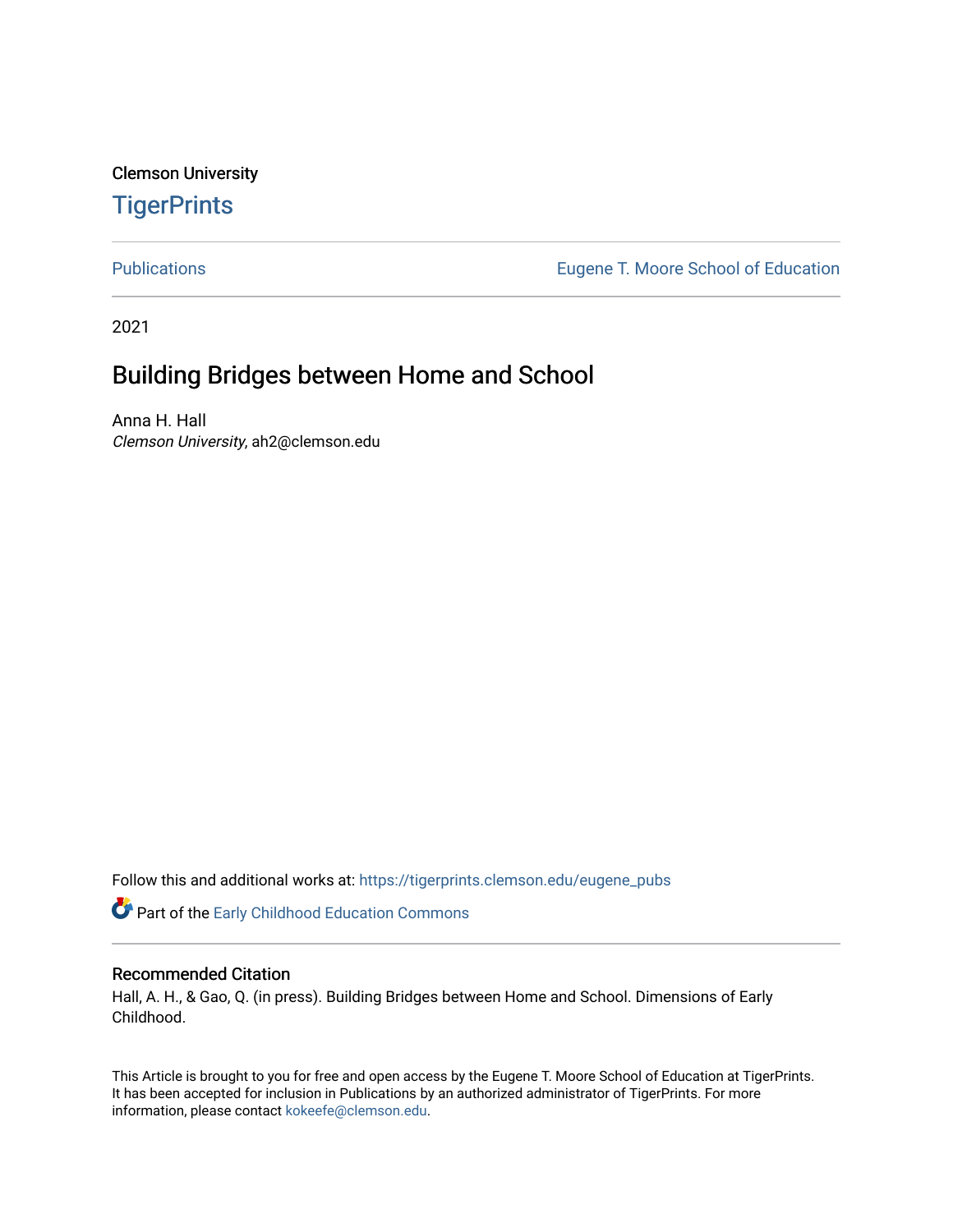Clemson University

# TigerPrints

Publications | Eugene T. Moore School of Education

2021

## Building Bridges between Home and School

Anna H. Hall
*Clemson University*, ah2@clemson.edu

Follow this and additional works at: https://tigerprints.clemson.edu/eugene_pubs

Part of the Early Childhood Education Commons

### Recommended Citation

Hall, A. H., & Gao, Q. (in press). Building Bridges between Home and School. Dimensions of Early Childhood.

This Article is brought to you for free and open access by the Eugene T. Moore School of Education at TigerPrints. It has been accepted for inclusion in Publications by an authorized administrator of TigerPrints. For more information, please contact kokeefe@clemson.edu.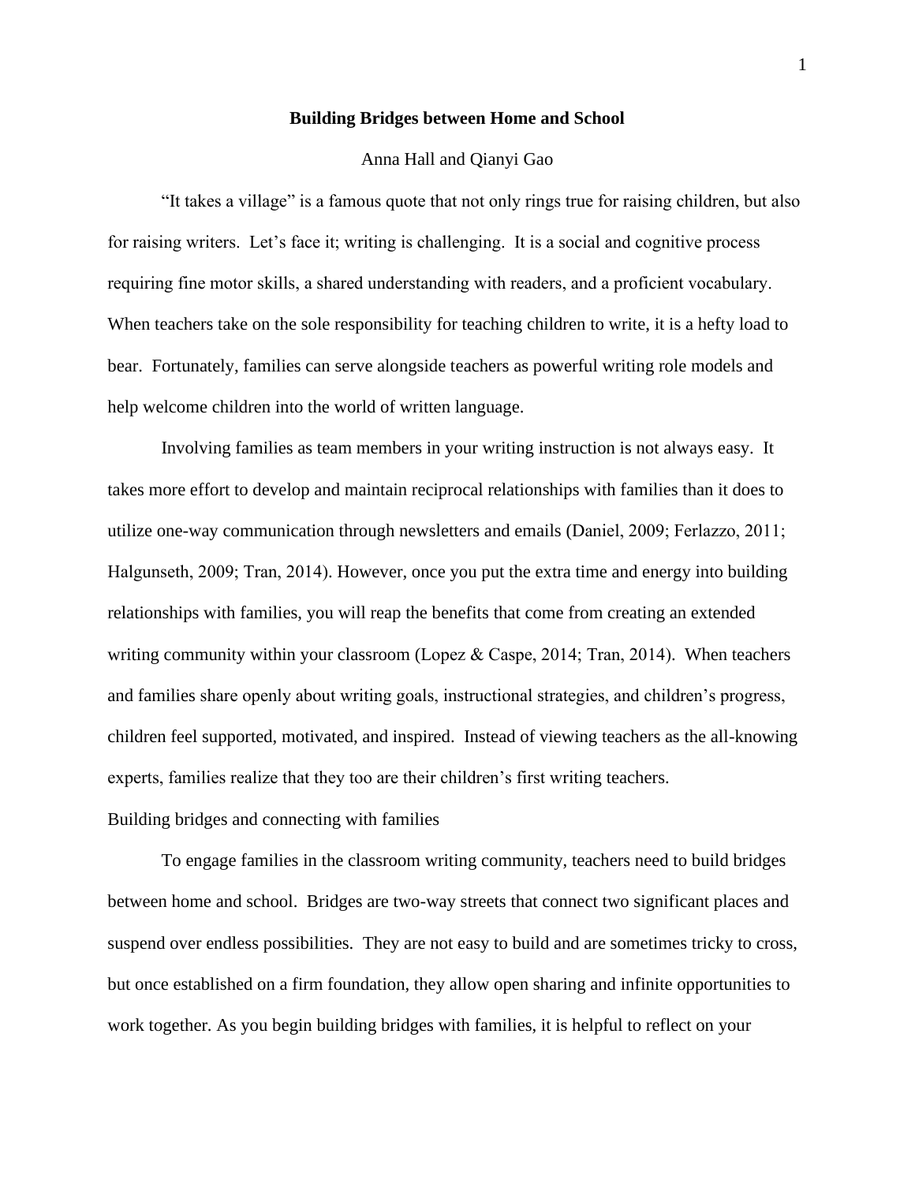# Building Bridges between Home and School

Anna Hall and Qianyi Gao

"It takes a village" is a famous quote that not only rings true for raising children, but also for raising writers. Let's face it; writing is challenging. It is a social and cognitive process requiring fine motor skills, a shared understanding with readers, and a proficient vocabulary. When teachers take on the sole responsibility for teaching children to write, it is a hefty load to bear. Fortunately, families can serve alongside teachers as powerful writing role models and help welcome children into the world of written language.

Involving families as team members in your writing instruction is not always easy. It takes more effort to develop and maintain reciprocal relationships with families than it does to utilize one-way communication through newsletters and emails (Daniel, 2009; Ferlazzo, 2011; Halgunseth, 2009; Tran, 2014). However, once you put the extra time and energy into building relationships with families, you will reap the benefits that come from creating an extended writing community within your classroom (Lopez & Caspe, 2014; Tran, 2014). When teachers and families share openly about writing goals, instructional strategies, and children's progress, children feel supported, motivated, and inspired. Instead of viewing teachers as the all-knowing experts, families realize that they too are their children's first writing teachers.

## Building bridges and connecting with families

To engage families in the classroom writing community, teachers need to build bridges between home and school. Bridges are two-way streets that connect two significant places and suspend over endless possibilities. They are not easy to build and are sometimes tricky to cross, but once established on a firm foundation, they allow open sharing and infinite opportunities to work together. As you begin building bridges with families, it is helpful to reflect on your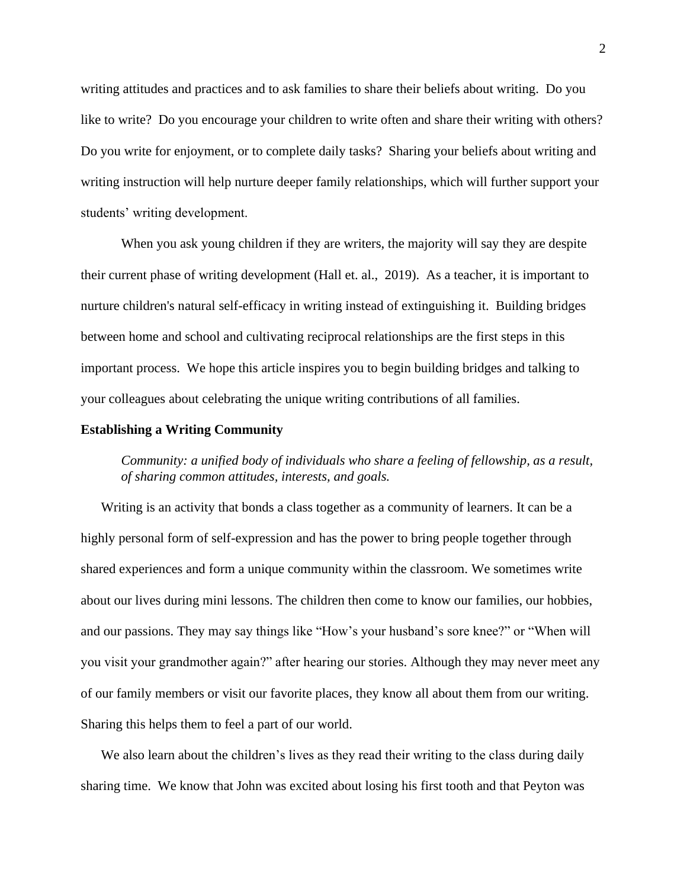writing attitudes and practices and to ask families to share their beliefs about writing. Do you like to write? Do you encourage your children to write often and share their writing with others? Do you write for enjoyment, or to complete daily tasks? Sharing your beliefs about writing and writing instruction will help nurture deeper family relationships, which will further support your students' writing development.

When you ask young children if they are writers, the majority will say they are despite their current phase of writing development (Hall et. al., 2019). As a teacher, it is important to nurture children's natural self-efficacy in writing instead of extinguishing it. Building bridges between home and school and cultivating reciprocal relationships are the first steps in this important process. We hope this article inspires you to begin building bridges and talking to your colleagues about celebrating the unique writing contributions of all families.

**Establishing a Writing Community**

> *Community: a unified body of individuals who share a feeling of fellowship, as a result, of sharing common attitudes, interests, and goals.*

Writing is an activity that bonds a class together as a community of learners. It can be a highly personal form of self-expression and has the power to bring people together through shared experiences and form a unique community within the classroom. We sometimes write about our lives during mini lessons. The children then come to know our families, our hobbies, and our passions. They may say things like "How's your husband's sore knee?" or "When will you visit your grandmother again?" after hearing our stories. Although they may never meet any of our family members or visit our favorite places, they know all about them from our writing. Sharing this helps them to feel a part of our world.

We also learn about the children's lives as they read their writing to the class during daily sharing time. We know that John was excited about losing his first tooth and that Peyton was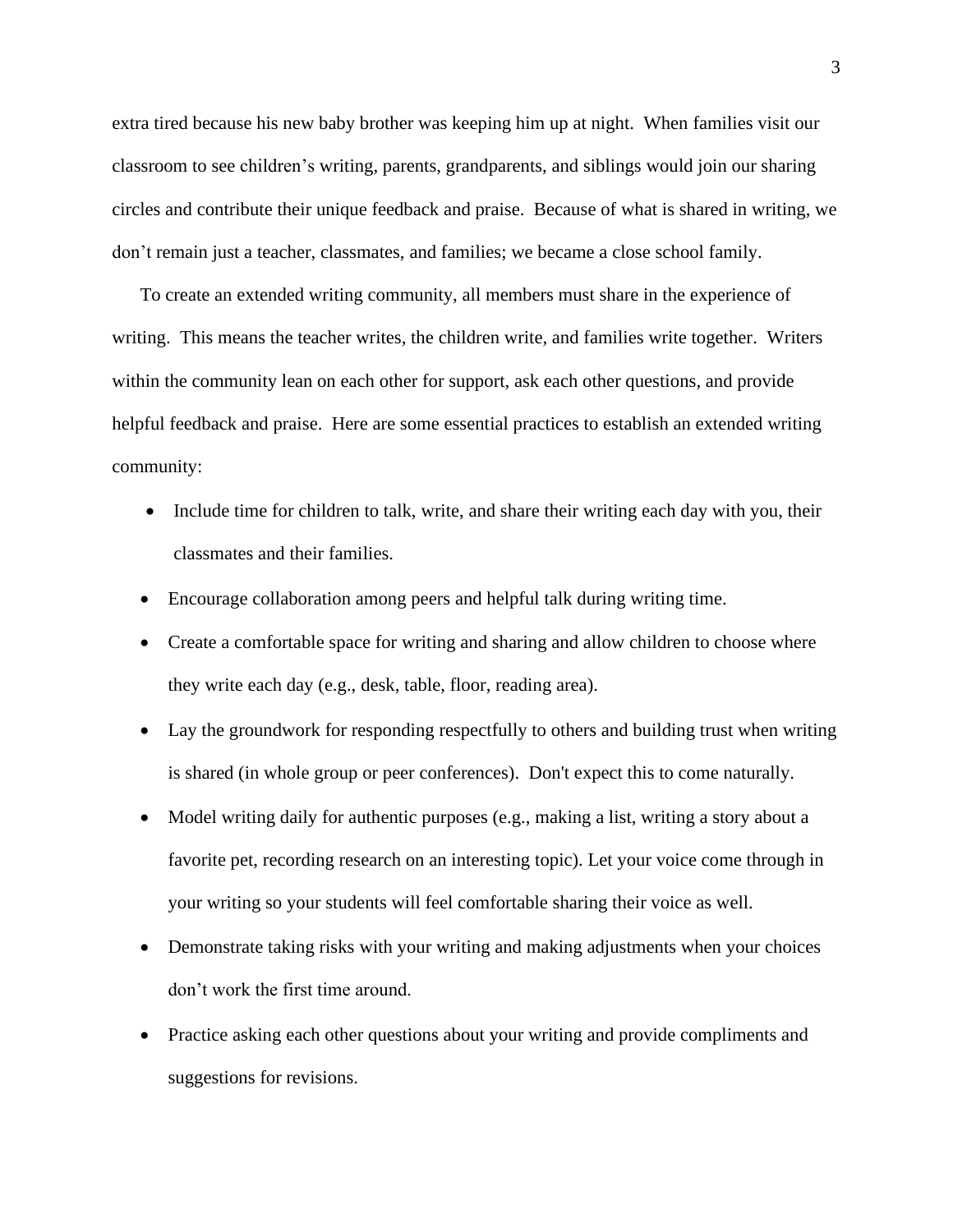extra tired because his new baby brother was keeping him up at night. When families visit our classroom to see children's writing, parents, grandparents, and siblings would join our sharing circles and contribute their unique feedback and praise. Because of what is shared in writing, we don't remain just a teacher, classmates, and families; we became a close school family.

To create an extended writing community, all members must share in the experience of writing. This means the teacher writes, the children write, and families write together. Writers within the community lean on each other for support, ask each other questions, and provide helpful feedback and praise. Here are some essential practices to establish an extended writing community:

- Include time for children to talk, write, and share their writing each day with you, their classmates and their families.
- Encourage collaboration among peers and helpful talk during writing time.
- Create a comfortable space for writing and sharing and allow children to choose where they write each day (e.g., desk, table, floor, reading area).
- Lay the groundwork for responding respectfully to others and building trust when writing is shared (in whole group or peer conferences). Don't expect this to come naturally.
- Model writing daily for authentic purposes (e.g., making a list, writing a story about a favorite pet, recording research on an interesting topic). Let your voice come through in your writing so your students will feel comfortable sharing their voice as well.
- Demonstrate taking risks with your writing and making adjustments when your choices don't work the first time around.
- Practice asking each other questions about your writing and provide compliments and suggestions for revisions.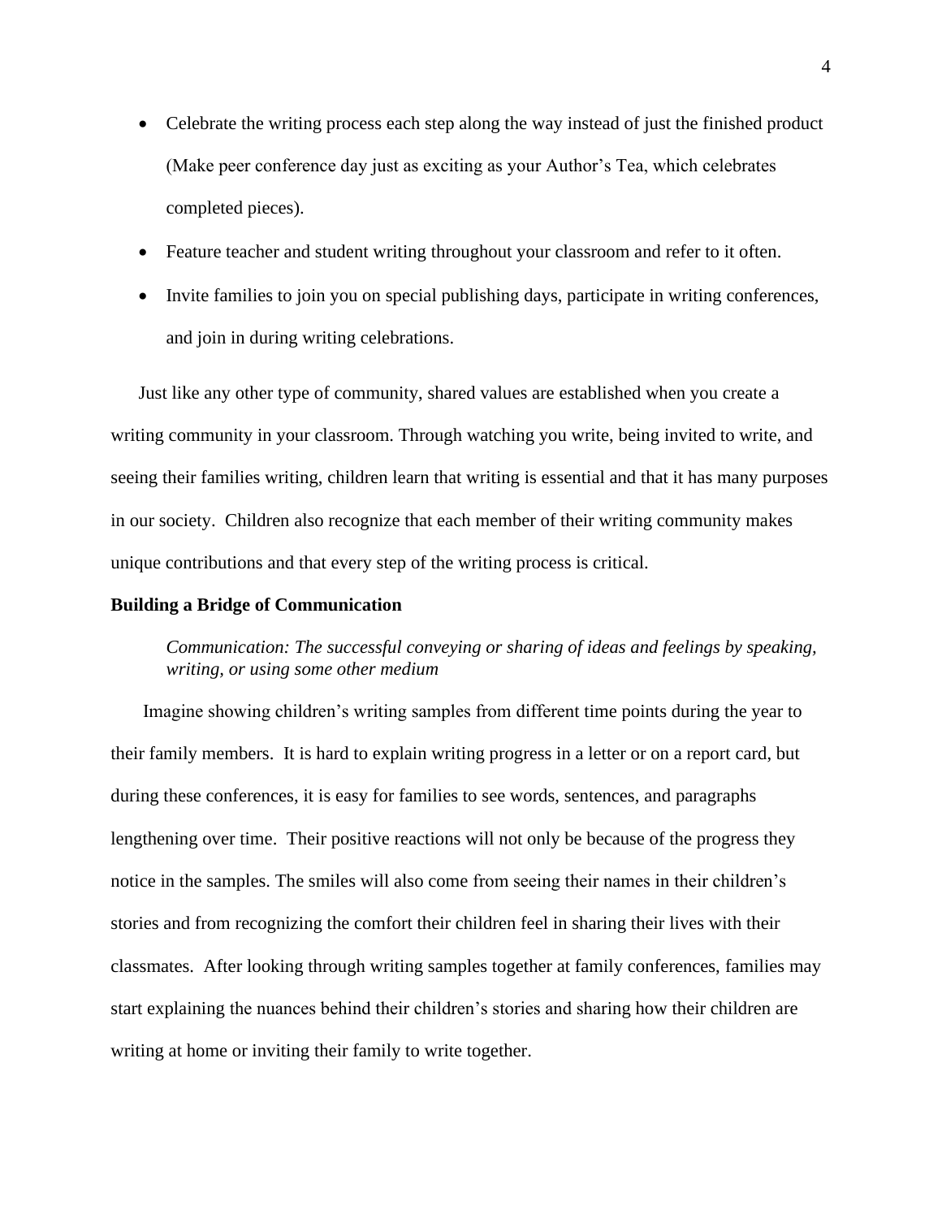- Celebrate the writing process each step along the way instead of just the finished product (Make peer conference day just as exciting as your Author's Tea, which celebrates completed pieces).
- Feature teacher and student writing throughout your classroom and refer to it often.
- Invite families to join you on special publishing days, participate in writing conferences, and join in during writing celebrations.

Just like any other type of community, shared values are established when you create a writing community in your classroom. Through watching you write, being invited to write, and seeing their families writing, children learn that writing is essential and that it has many purposes in our society. Children also recognize that each member of their writing community makes unique contributions and that every step of the writing process is critical.

**Building a Bridge of Communication**

> *Communication: The successful conveying or sharing of ideas and feelings by speaking, writing, or using some other medium*

Imagine showing children's writing samples from different time points during the year to their family members. It is hard to explain writing progress in a letter or on a report card, but during these conferences, it is easy for families to see words, sentences, and paragraphs lengthening over time. Their positive reactions will not only be because of the progress they notice in the samples. The smiles will also come from seeing their names in their children's stories and from recognizing the comfort their children feel in sharing their lives with their classmates. After looking through writing samples together at family conferences, families may start explaining the nuances behind their children's stories and sharing how their children are writing at home or inviting their family to write together.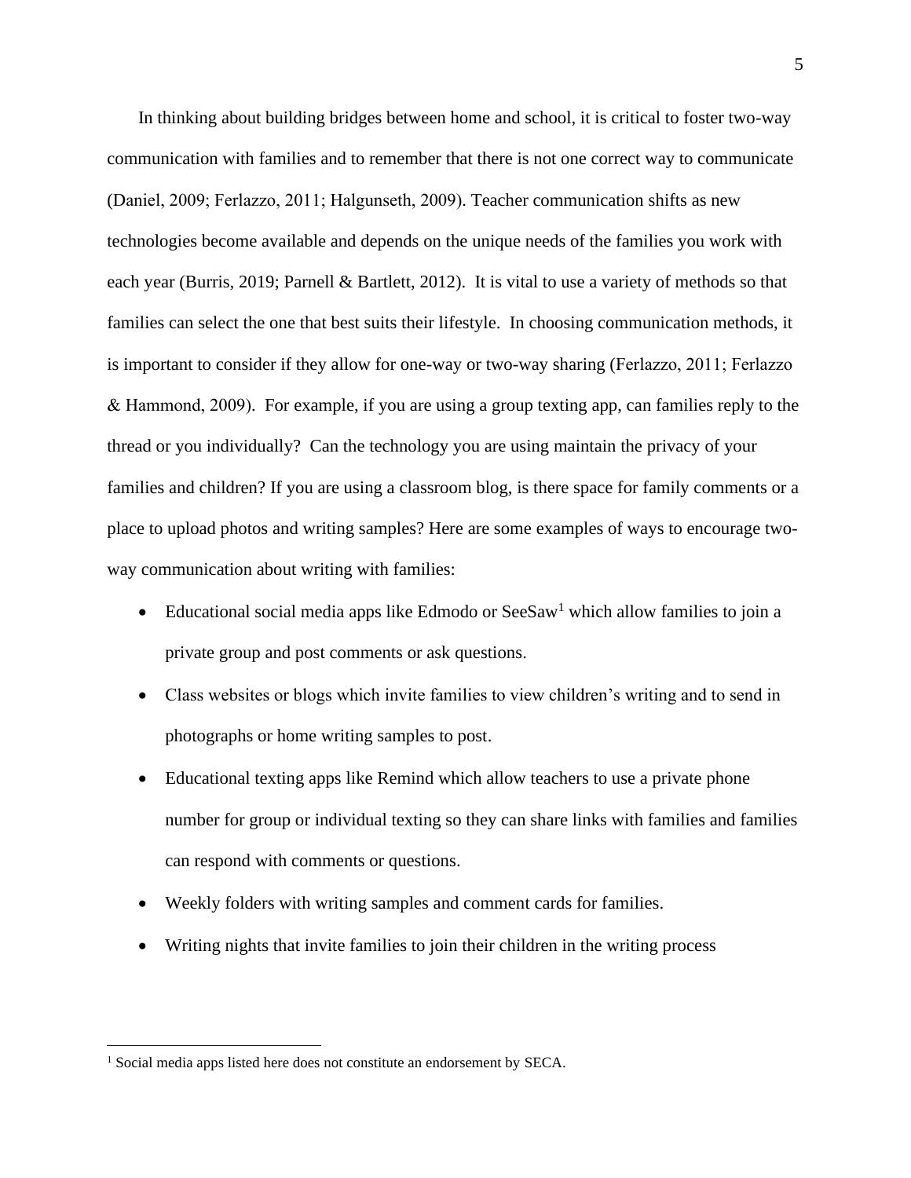In thinking about building bridges between home and school, it is critical to foster two-way communication with families and to remember that there is not one correct way to communicate (Daniel, 2009; Ferlazzo, 2011; Halgunseth, 2009). Teacher communication shifts as new technologies become available and depends on the unique needs of the families you work with each year (Burris, 2019; Parnell & Bartlett, 2012). It is vital to use a variety of methods so that families can select the one that best suits their lifestyle. In choosing communication methods, it is important to consider if they allow for one-way or two-way sharing (Ferlazzo, 2011; Ferlazzo & Hammond, 2009). For example, if you are using a group texting app, can families reply to the thread or you individually? Can the technology you are using maintain the privacy of your families and children? If you are using a classroom blog, is there space for family comments or a place to upload photos and writing samples? Here are some examples of ways to encourage two-way communication about writing with families:

- Educational social media apps like Edmodo or SeeSaw[1] which allow families to join a private group and post comments or ask questions.
- Class websites or blogs which invite families to view children's writing and to send in photographs or home writing samples to post.
- Educational texting apps like Remind which allow teachers to use a private phone number for group or individual texting so they can share links with families and families can respond with comments or questions.
- Weekly folders with writing samples and comment cards for families.
- Writing nights that invite families to join their children in the writing process

[1] Social media apps listed here does not constitute an endorsement by SECA.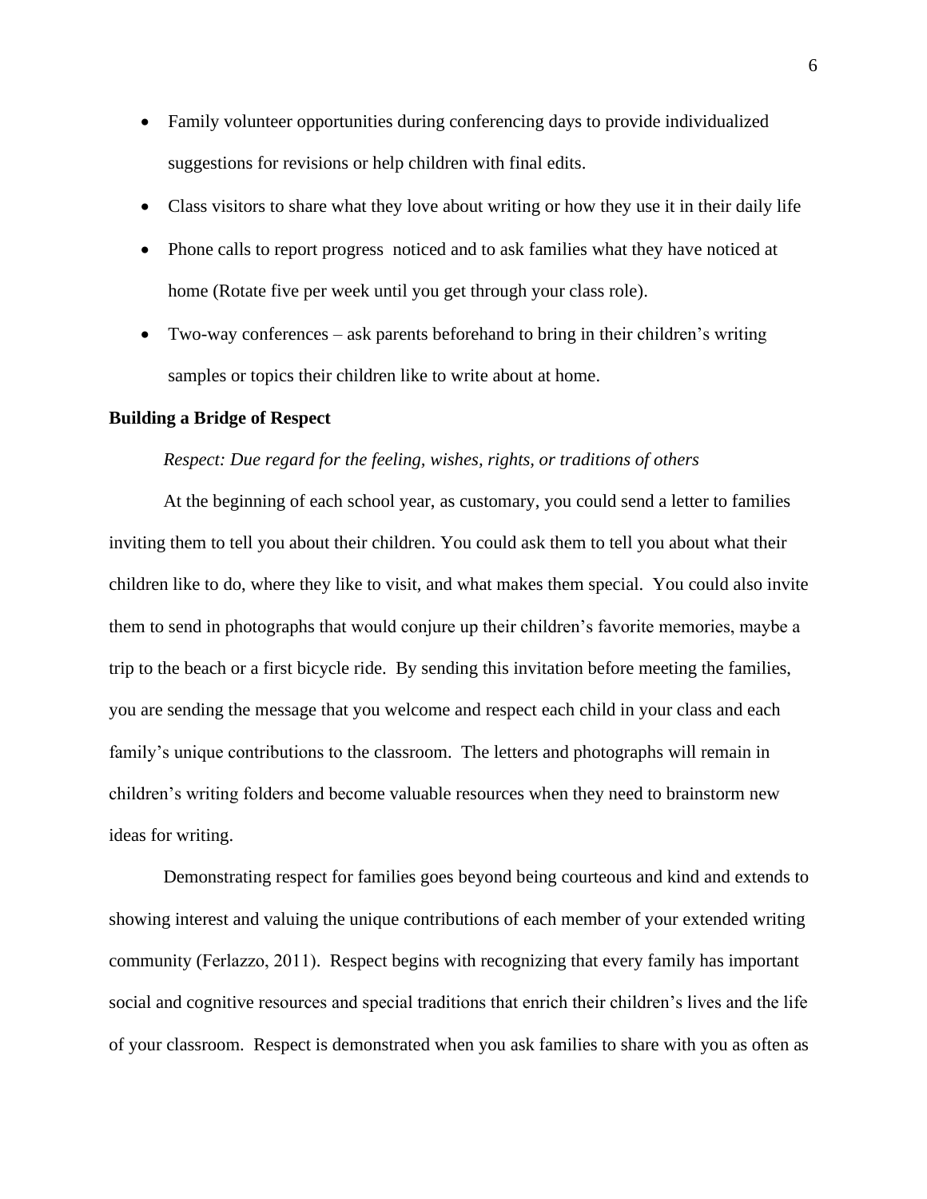- Family volunteer opportunities during conferencing days to provide individualized suggestions for revisions or help children with final edits.
- Class visitors to share what they love about writing or how they use it in their daily life
- Phone calls to report progress  noticed and to ask families what they have noticed at home (Rotate five per week until you get through your class role).
- Two-way conferences – ask parents beforehand to bring in their children's writing samples or topics their children like to write about at home.

**Building a Bridge of Respect**

*Respect: Due regard for the feeling, wishes, rights, or traditions of others*

At the beginning of each school year, as customary, you could send a letter to families inviting them to tell you about their children. You could ask them to tell you about what their children like to do, where they like to visit, and what makes them special.  You could also invite them to send in photographs that would conjure up their children's favorite memories, maybe a trip to the beach or a first bicycle ride.  By sending this invitation before meeting the families, you are sending the message that you welcome and respect each child in your class and each family's unique contributions to the classroom.  The letters and photographs will remain in children's writing folders and become valuable resources when they need to brainstorm new ideas for writing.

Demonstrating respect for families goes beyond being courteous and kind and extends to showing interest and valuing the unique contributions of each member of your extended writing community (Ferlazzo, 2011).  Respect begins with recognizing that every family has important social and cognitive resources and special traditions that enrich their children's lives and the life of your classroom.  Respect is demonstrated when you ask families to share with you as often as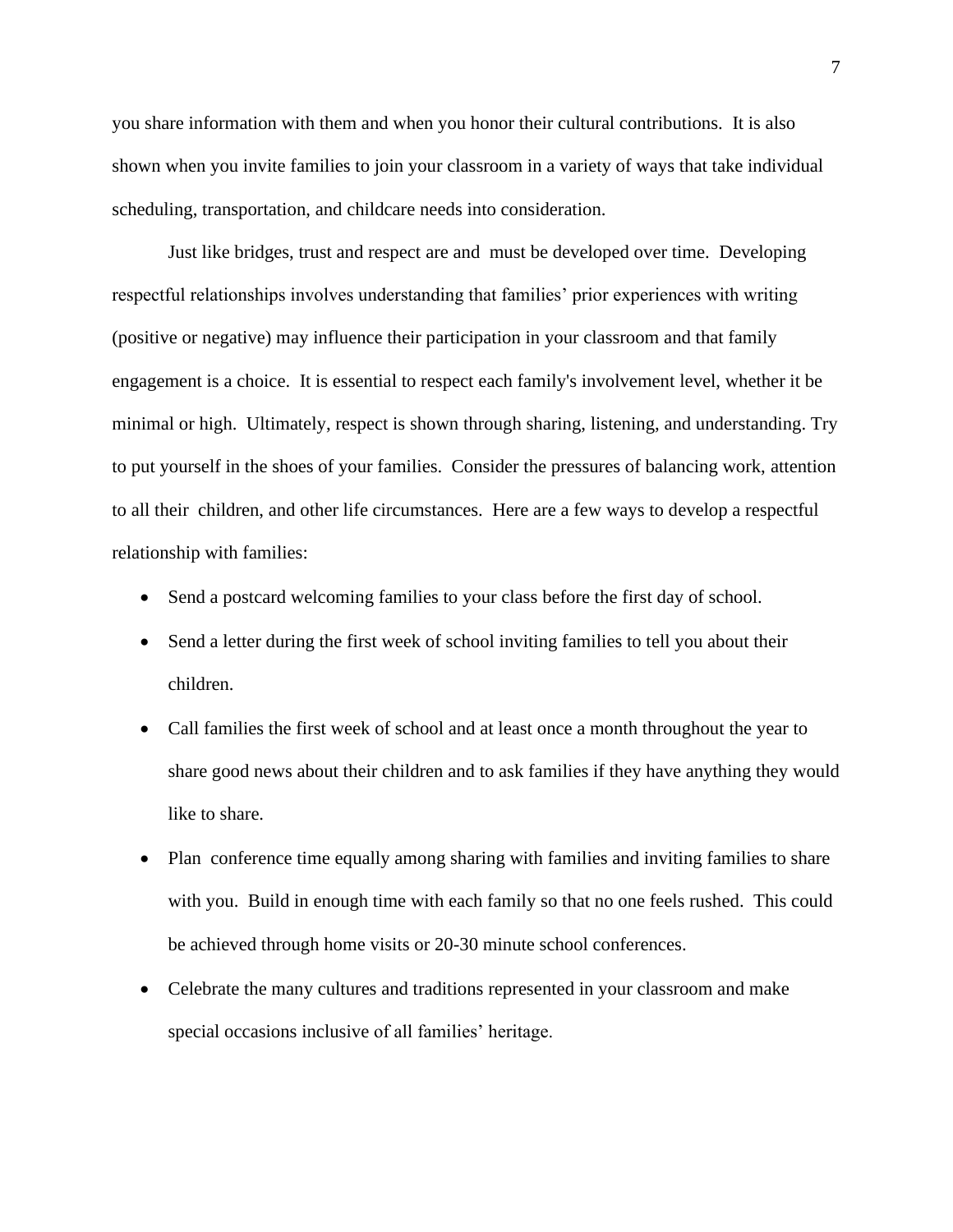you share information with them and when you honor their cultural contributions. It is also shown when you invite families to join your classroom in a variety of ways that take individual scheduling, transportation, and childcare needs into consideration.

Just like bridges, trust and respect are and must be developed over time. Developing respectful relationships involves understanding that families' prior experiences with writing (positive or negative) may influence their participation in your classroom and that family engagement is a choice. It is essential to respect each family's involvement level, whether it be minimal or high. Ultimately, respect is shown through sharing, listening, and understanding. Try to put yourself in the shoes of your families. Consider the pressures of balancing work, attention to all their children, and other life circumstances. Here are a few ways to develop a respectful relationship with families:

- Send a postcard welcoming families to your class before the first day of school.
- Send a letter during the first week of school inviting families to tell you about their children.
- Call families the first week of school and at least once a month throughout the year to share good news about their children and to ask families if they have anything they would like to share.
- Plan conference time equally among sharing with families and inviting families to share with you. Build in enough time with each family so that no one feels rushed. This could be achieved through home visits or 20-30 minute school conferences.
- Celebrate the many cultures and traditions represented in your classroom and make special occasions inclusive of all families' heritage.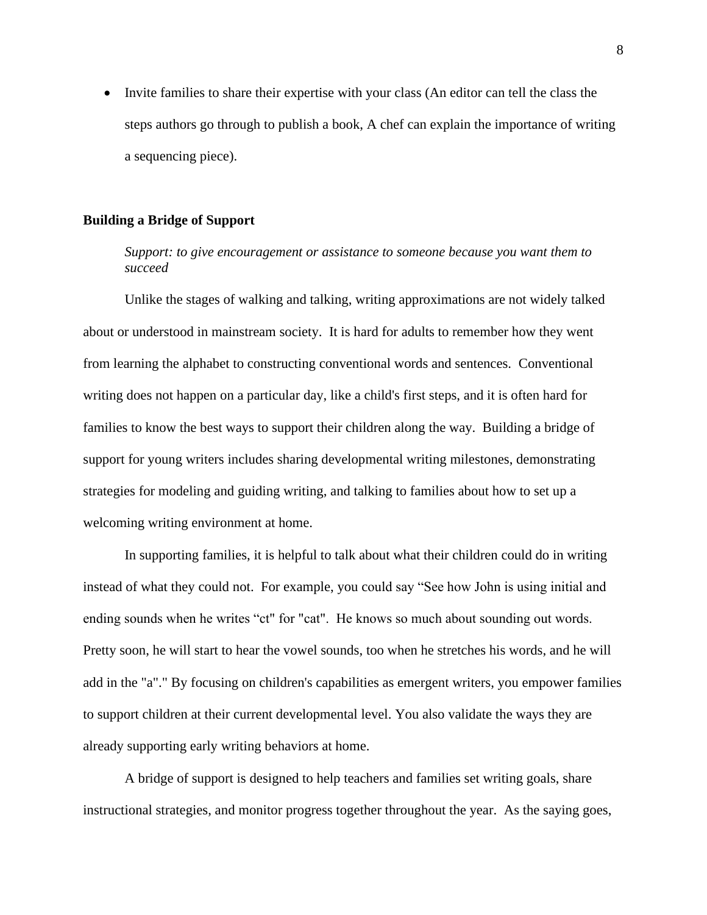- Invite families to share their expertise with your class (An editor can tell the class the steps authors go through to publish a book, A chef can explain the importance of writing a sequencing piece).

**Building a Bridge of Support**

*Support: to give encouragement or assistance to someone because you want them to succeed*

Unlike the stages of walking and talking, writing approximations are not widely talked about or understood in mainstream society. It is hard for adults to remember how they went from learning the alphabet to constructing conventional words and sentences. Conventional writing does not happen on a particular day, like a child's first steps, and it is often hard for families to know the best ways to support their children along the way. Building a bridge of support for young writers includes sharing developmental writing milestones, demonstrating strategies for modeling and guiding writing, and talking to families about how to set up a welcoming writing environment at home.

In supporting families, it is helpful to talk about what their children could do in writing instead of what they could not. For example, you could say "See how John is using initial and ending sounds when he writes "ct" for "cat". He knows so much about sounding out words. Pretty soon, he will start to hear the vowel sounds, too when he stretches his words, and he will add in the "a"." By focusing on children's capabilities as emergent writers, you empower families to support children at their current developmental level. You also validate the ways they are already supporting early writing behaviors at home.

A bridge of support is designed to help teachers and families set writing goals, share instructional strategies, and monitor progress together throughout the year. As the saying goes,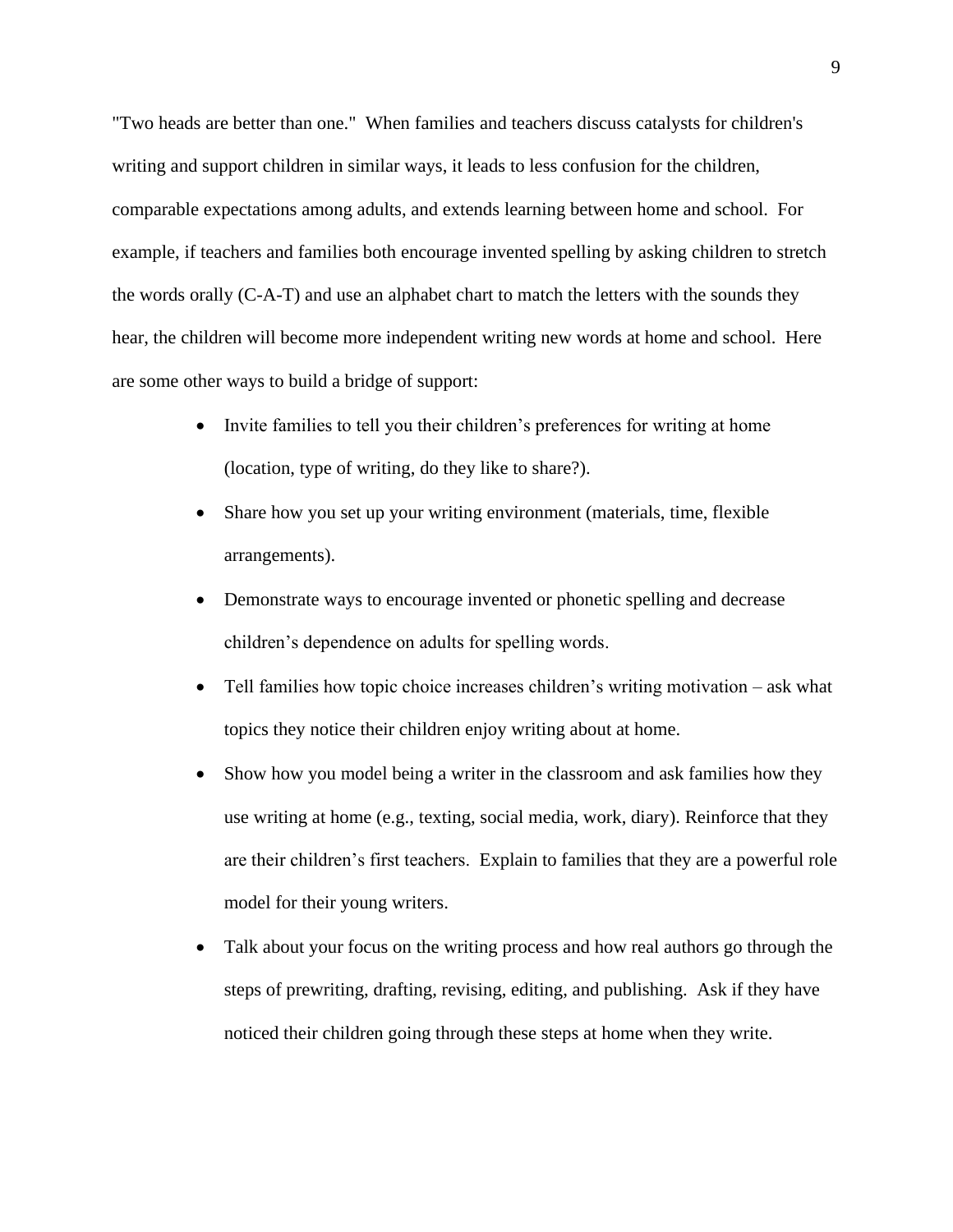"Two heads are better than one." When families and teachers discuss catalysts for children's writing and support children in similar ways, it leads to less confusion for the children, comparable expectations among adults, and extends learning between home and school. For example, if teachers and families both encourage invented spelling by asking children to stretch the words orally (C-A-T) and use an alphabet chart to match the letters with the sounds they hear, the children will become more independent writing new words at home and school. Here are some other ways to build a bridge of support:

- Invite families to tell you their children's preferences for writing at home (location, type of writing, do they like to share?).
- Share how you set up your writing environment (materials, time, flexible arrangements).
- Demonstrate ways to encourage invented or phonetic spelling and decrease children's dependence on adults for spelling words.
- Tell families how topic choice increases children's writing motivation – ask what topics they notice their children enjoy writing about at home.
- Show how you model being a writer in the classroom and ask families how they use writing at home (e.g., texting, social media, work, diary). Reinforce that they are their children's first teachers. Explain to families that they are a powerful role model for their young writers.
- Talk about your focus on the writing process and how real authors go through the steps of prewriting, drafting, revising, editing, and publishing. Ask if they have noticed their children going through these steps at home when they write.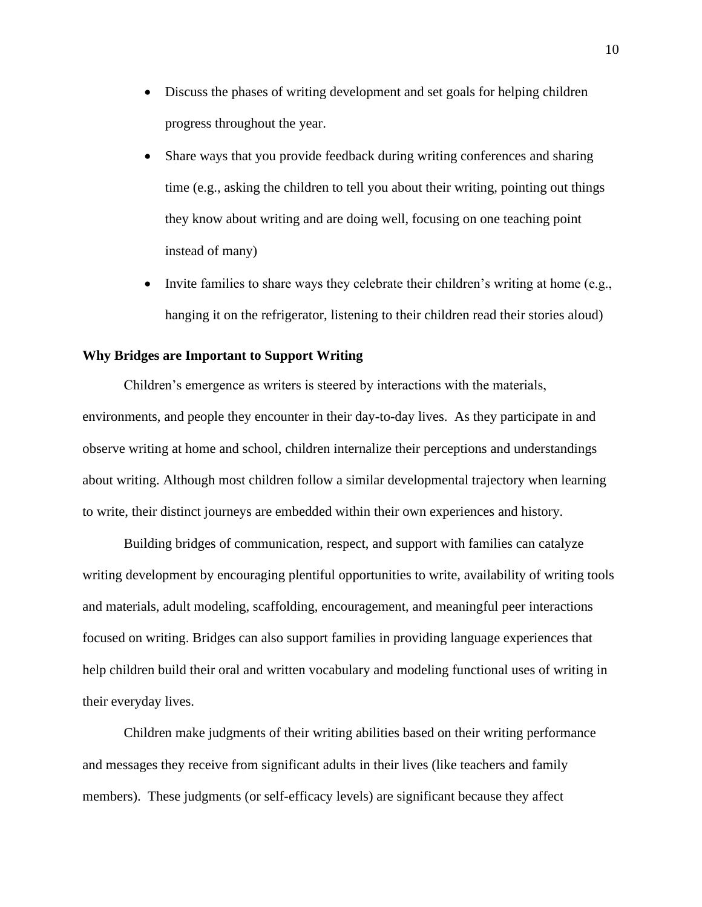- Discuss the phases of writing development and set goals for helping children progress throughout the year.
- Share ways that you provide feedback during writing conferences and sharing time (e.g., asking the children to tell you about their writing, pointing out things they know about writing and are doing well, focusing on one teaching point instead of many)
- Invite families to share ways they celebrate their children's writing at home (e.g., hanging it on the refrigerator, listening to their children read their stories aloud)

**Why Bridges are Important to Support Writing**

Children's emergence as writers is steered by interactions with the materials, environments, and people they encounter in their day-to-day lives. As they participate in and observe writing at home and school, children internalize their perceptions and understandings about writing. Although most children follow a similar developmental trajectory when learning to write, their distinct journeys are embedded within their own experiences and history.

Building bridges of communication, respect, and support with families can catalyze writing development by encouraging plentiful opportunities to write, availability of writing tools and materials, adult modeling, scaffolding, encouragement, and meaningful peer interactions focused on writing. Bridges can also support families in providing language experiences that help children build their oral and written vocabulary and modeling functional uses of writing in their everyday lives.

Children make judgments of their writing abilities based on their writing performance and messages they receive from significant adults in their lives (like teachers and family members). These judgments (or self-efficacy levels) are significant because they affect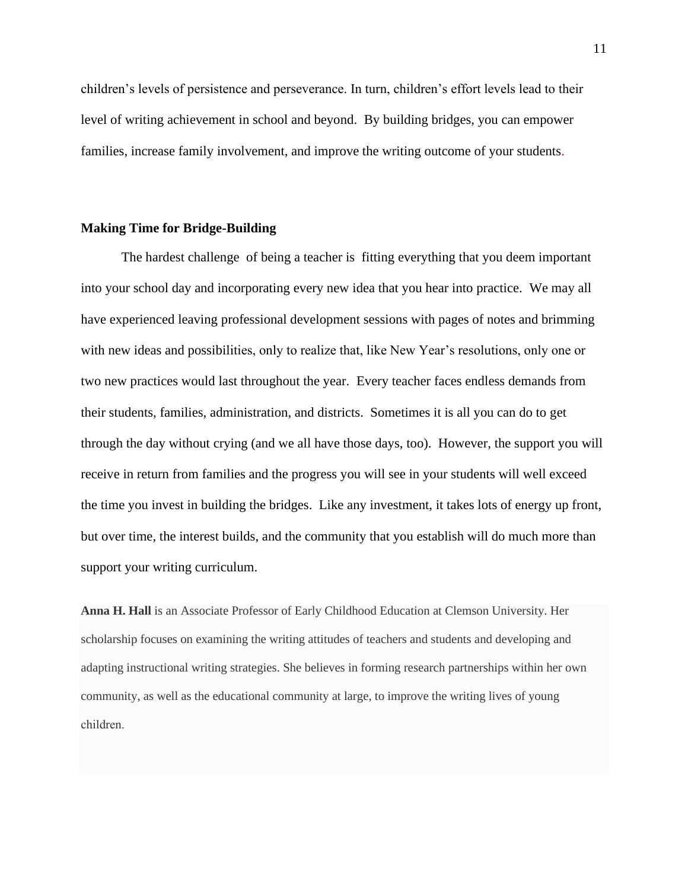children's levels of persistence and perseverance. In turn, children's effort levels lead to their level of writing achievement in school and beyond. By building bridges, you can empower families, increase family involvement, and improve the writing outcome of your students.

### Making Time for Bridge-Building

The hardest challenge of being a teacher is fitting everything that you deem important into your school day and incorporating every new idea that you hear into practice. We may all have experienced leaving professional development sessions with pages of notes and brimming with new ideas and possibilities, only to realize that, like New Year's resolutions, only one or two new practices would last throughout the year. Every teacher faces endless demands from their students, families, administration, and districts. Sometimes it is all you can do to get through the day without crying (and we all have those days, too). However, the support you will receive in return from families and the progress you will see in your students will well exceed the time you invest in building the bridges. Like any investment, it takes lots of energy up front, but over time, the interest builds, and the community that you establish will do much more than support your writing curriculum.

**Anna H. Hall** is an Associate Professor of Early Childhood Education at Clemson University. Her scholarship focuses on examining the writing attitudes of teachers and students and developing and adapting instructional writing strategies. She believes in forming research partnerships within her own community, as well as the educational community at large, to improve the writing lives of young children.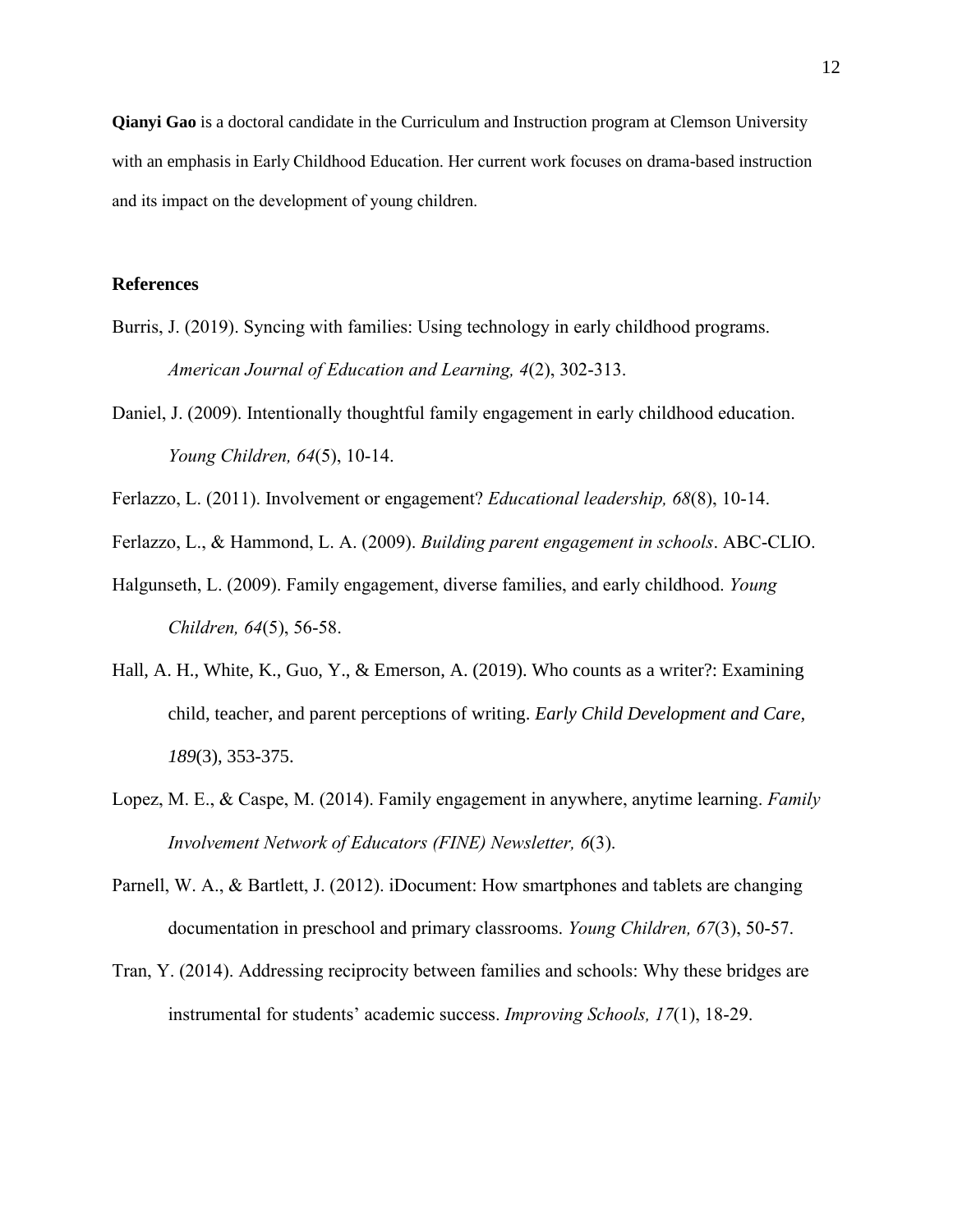**Qianyi Gao** is a doctoral candidate in the Curriculum and Instruction program at Clemson University with an emphasis in Early Childhood Education. Her current work focuses on drama-based instruction and its impact on the development of young children.

## References

Burris, J. (2019). Syncing with families: Using technology in early childhood programs. *American Journal of Education and Learning, 4*(2), 302-313.

Daniel, J. (2009). Intentionally thoughtful family engagement in early childhood education. *Young Children, 64*(5), 10-14.

Ferlazzo, L. (2011). Involvement or engagement? *Educational leadership, 68*(8), 10-14.

Ferlazzo, L., & Hammond, L. A. (2009). *Building parent engagement in schools*. ABC-CLIO.

Halgunseth, L. (2009). Family engagement, diverse families, and early childhood. *Young Children, 64*(5), 56-58.

Hall, A. H., White, K., Guo, Y., & Emerson, A. (2019). Who counts as a writer?: Examining child, teacher, and parent perceptions of writing. *Early Child Development and Care, 189*(3), 353-375.

Lopez, M. E., & Caspe, M. (2014). Family engagement in anywhere, anytime learning. *Family Involvement Network of Educators (FINE) Newsletter, 6*(3).

Parnell, W. A., & Bartlett, J. (2012). iDocument: How smartphones and tablets are changing documentation in preschool and primary classrooms. *Young Children, 67*(3), 50-57.

Tran, Y. (2014). Addressing reciprocity between families and schools: Why these bridges are instrumental for students' academic success. *Improving Schools, 17*(1), 18-29.